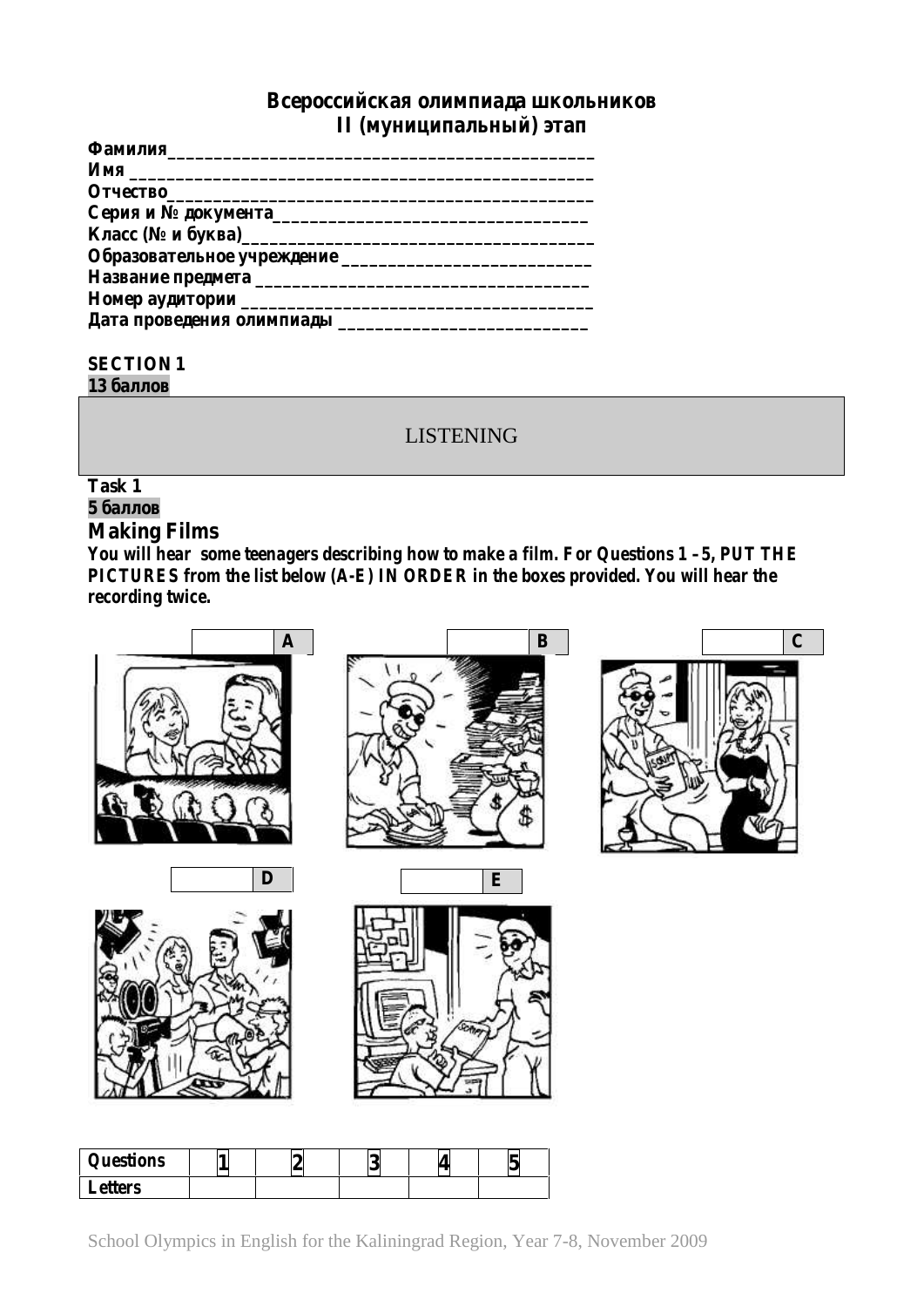# Всероссийская олимпиада школьников
## II (муниципальный) этап

**Фамилия**_____________________________________________

**Имя** ________________________________________________

**Отчество**____________________________________________

**Серия и № документа**_________________________________

**Класс (№ и буква)**___________________________________

**Образовательное учреждение** __________________________

**Название предмета** _________________________________

**Номер аудитории** ___________________________________

**Дата проведения олимпиады** __________________________

**SECTION 1**

**13 баллов**

LISTENING

**Task 1**

**5 баллов**

### Making Films

**You will hear some teenagers describing how to make a film. For Questions 1 – 5, PUT THE PICTURES from the list below (A-E) IN ORDER in the boxes provided. You will hear the recording twice.**

| | A |
|---|---|

| | B |
|---|---|

| | C |
|---|---|

| | D |
|---|---|

| | E |
|---|---|

| Questions | 1 | 2 | 3 | 4 | 5 |
|---|---|---|---|---|---|
| Letters | | | | | |

School Olympics in English for the Kaliningrad Region, Year 7-8, November 2009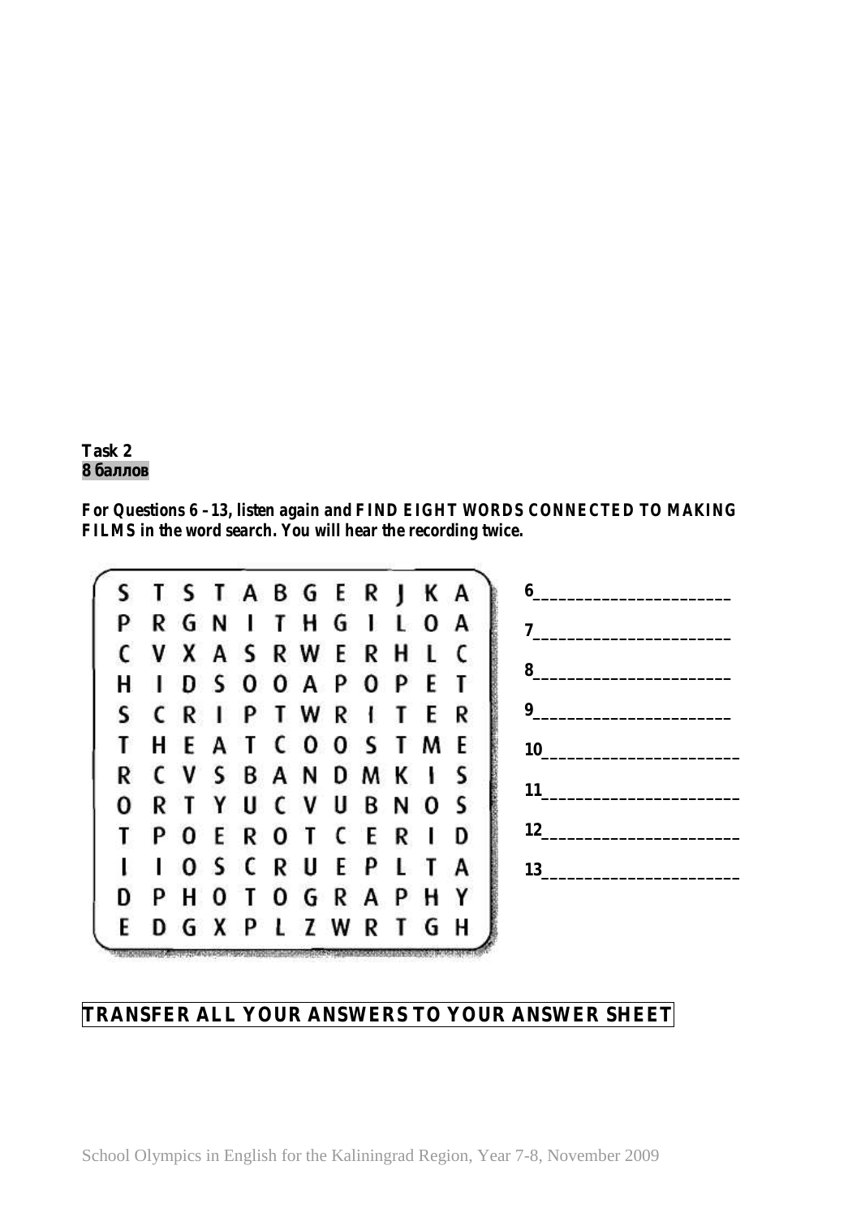**Task 2**
**8 баллов**

***For Questions 6 - 13, listen again and FIND EIGHT WORDS CONNECTED TO MAKING FILMS in the word search. You will hear the recording twice.***

| | | | | | | | | | | | |
|---|---|---|---|---|---|---|---|---|---|---|---|
| S | T | S | T | A | B | G | E | R | J | K | A |
| P | R | G | N | I | T | H | G | I | L | O | A |
| C | V | X | A | S | R | W | E | R | H | L | C |
| H | I | D | S | O | O | A | P | O | P | E | T |
| S | C | R | I | P | T | W | R | I | T | E | R |
| T | H | E | A | T | C | O | O | S | T | M | E |
| R | C | V | S | B | A | N | D | M | K | I | S |
| O | R | T | Y | U | C | V | U | B | N | O | S |
| T | P | O | E | R | O | T | C | E | R | I | D |
| I | I | O | S | C | R | U | E | P | L | T | A |
| D | P | H | O | T | O | G | R | A | P | H | Y |
| E | D | G | X | P | L | Z | W | R | T | G | H |

6_____________________

7_____________________

8_____________________

9_____________________

10_____________________

11_____________________

12_____________________

13_____________________

**TRANSFER ALL YOUR ANSWERS TO YOUR ANSWER SHEET**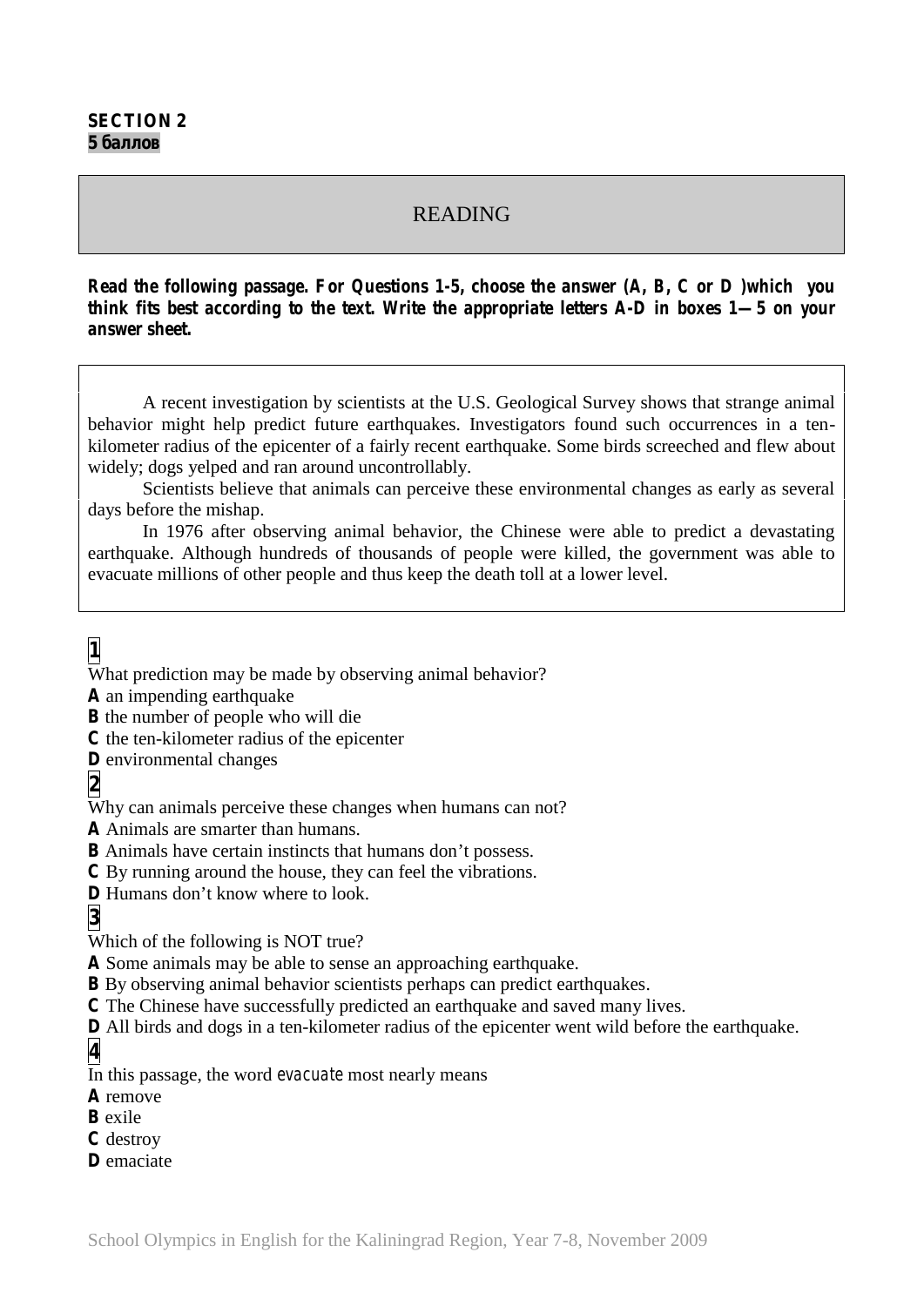**SECTION 2**
**5 баллов**

## READING

**Read the following passage. For Questions 1-5, choose the answer (A, B, C or D )which you think fits best according to the text. Write the appropriate letters A-D in boxes 1—5 on your answer sheet.**

A recent investigation by scientists at the U.S. Geological Survey shows that strange animal behavior might help predict future earthquakes. Investigators found such occurrences in a ten-kilometer radius of the epicenter of a fairly recent earthquake. Some birds screeched and flew about widely; dogs yelped and ran around uncontrollably.

Scientists believe that animals can perceive these environmental changes as early as several days before the mishap.

In 1976 after observing animal behavior, the Chinese were able to predict a devastating earthquake. Although hundreds of thousands of people were killed, the government was able to evacuate millions of other people and thus keep the death toll at a lower level.

**1**

What prediction may be made by observing animal behavior?

**A** an impending earthquake
**B** the number of people who will die
**C** the ten-kilometer radius of the epicenter
**D** environmental changes

**2**

Why can animals perceive these changes when humans can not?

**A** Animals are smarter than humans.
**B** Animals have certain instincts that humans don't possess.
**C** By running around the house, they can feel the vibrations.
**D** Humans don't know where to look.

**3**

Which of the following is NOT true?

**A** Some animals may be able to sense an approaching earthquake.
**B** By observing animal behavior scientists perhaps can predict earthquakes.
**C** The Chinese have successfully predicted an earthquake and saved many lives.
**D** All birds and dogs in a ten-kilometer radius of the epicenter went wild before the earthquake.

**4**

In this passage, the word *evacuate* most nearly means

**A** remove
**B** exile
**C** destroy
**D** emaciate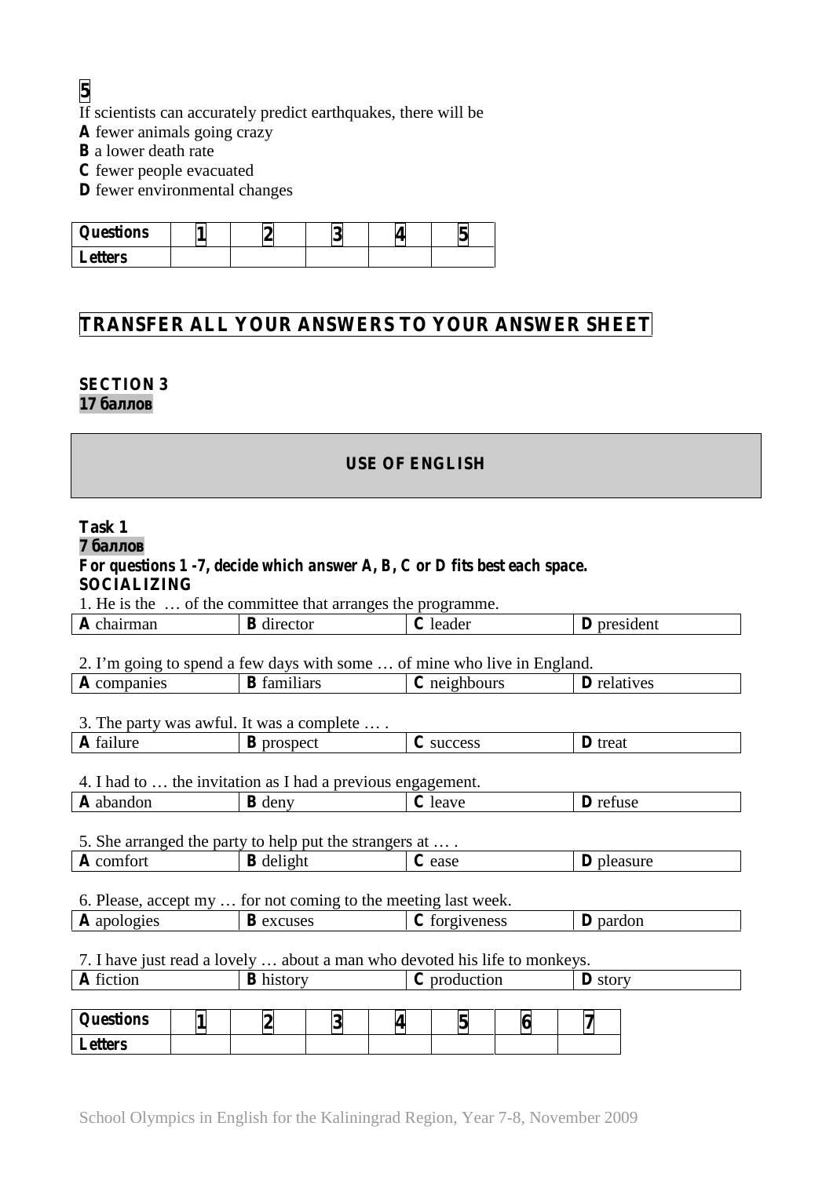**5**

If scientists can accurately predict earthquakes, there will be

**A** fewer animals going crazy
**B** a lower death rate
**C** fewer people evacuated
**D** fewer environmental changes

| Questions | 1 | 2 | 3 | 4 | 5 |
|---|---|---|---|---|---|
| Letters | | | | | |

**TRANSFER ALL YOUR ANSWERS TO YOUR ANSWER SHEET**

**SECTION 3**
**17 баллов**

## USE OF ENGLISH

**Task 1**
**7 баллов**
**For questions 1 -7, decide which answer A, B, C or D fits best each space.**
**SOCIALIZING**

1. He is the … of the committee that arranges the programme.

| **A** chairman | **B** director | **C** leader | **D** president |
|---|---|---|---|

2. I'm going to spend a few days with some … of mine who live in England.

| **A** companies | **B** familiars | **C** neighbours | **D** relatives |
|---|---|---|---|

3. The party was awful. It was a complete … .

| **A** failure | **B** prospect | **C** success | **D** treat |
|---|---|---|---|

4. I had to … the invitation as I had a previous engagement.

| **A** abandon | **B** deny | **C** leave | **D** refuse |
|---|---|---|---|

5. She arranged the party to help put the strangers at … .

| **A** comfort | **B** delight | **C** ease | **D** pleasure |
|---|---|---|---|

6. Please, accept my … for not coming to the meeting last week.

| **A** apologies | **B** excuses | **C** forgiveness | **D** pardon |
|---|---|---|---|

7. I have just read a lovely … about a man who devoted his life to monkeys.

| **A** fiction | **B** history | **C** production | **D** story |
|---|---|---|---|

| Questions | 1 | 2 | 3 | 4 | 5 | 6 | 7 |
|---|---|---|---|---|---|---|---|
| Letters | | | | | | | |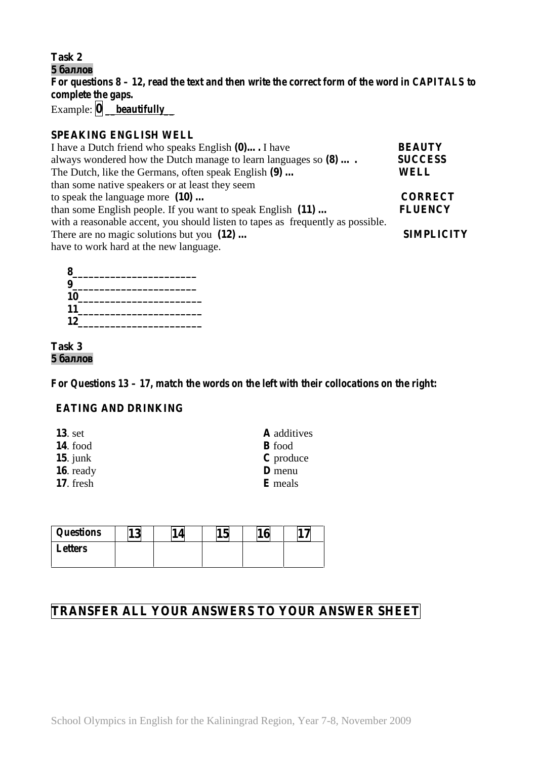**Task 2**
**5 баллов**
**For questions 8 – 12, read the text and then write the correct form of the word in CAPITALS to complete the gaps.**
Example: **0** __**beautifully**__

**SPEAKING ENGLISH WELL**

| | |
|---|---|
| I have a Dutch friend who speaks English **(0)….** I have | **BEAUTY** |
| always wondered how the Dutch manage to learn languages so **(8) … .** | **SUCCESS** |
| The Dutch, like the Germans, often speak English **(9) …** | **WELL** |
| than some native speakers or at least they seem | |
| to speak the language more **(10) …** | **CORRECT** |
| than some English people. If you want to speak English **(11) …** | **FLUENCY** |
| with a reasonable accent, you should listen to tapes as frequently as possible. | |
| There are no magic solutions but you **(12) …** | **SIMPLICITY** |
| have to work hard at the new language. | |

**8**______________________
**9**______________________
**10**______________________
**11**______________________
**12**______________________

**Task 3**
**5 баллов**

**For Questions 13 – 17, match the words on the left with their collocations on the right:**

**EATING AND DRINKING**

**13**. set
**14**. food
**15**. junk
**16**. ready
**17**. fresh

**A** additives
**B** food
**C** produce
**D** menu
**E** meals

| **Questions** | **13** | **14** | **15** | **16** | **17** |
|---|---|---|---|---|---|
| **Letters** | | | | | |

**TRANSFER ALL YOUR ANSWERS TO YOUR ANSWER SHEET**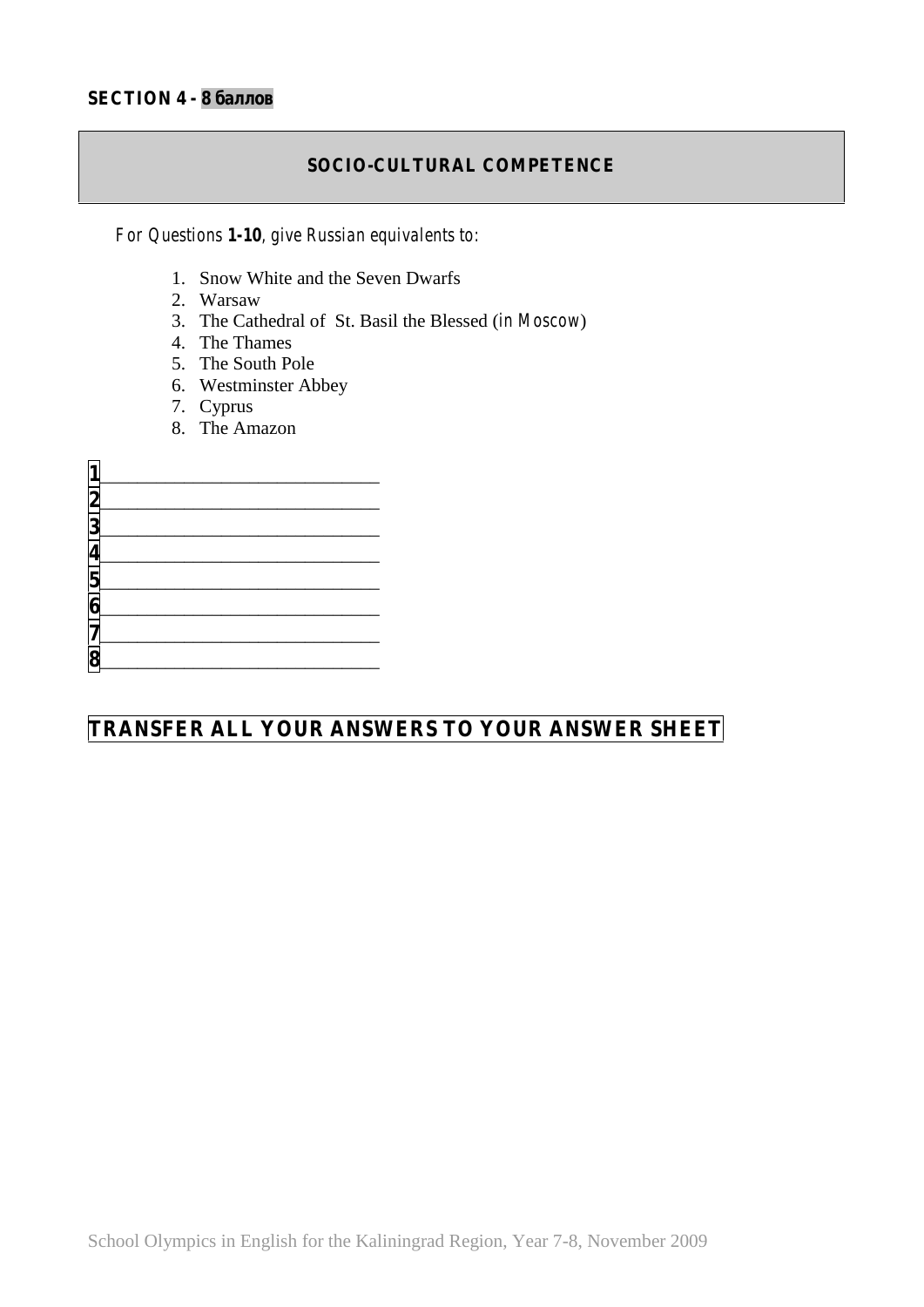**SECTION 4 - 8 баллов**

## SOCIO-CULTURAL COMPETENCE

*For Questions **1-10**, give Russian equivalents to:*

1. Snow White and the Seven Dwarfs
2. Warsaw
3. The Cathedral of St. Basil the Blessed (*in Moscow*)
4. The Thames
5. The South Pole
6. Westminster Abbey
7. Cyprus
8. The Amazon

**1**___________________________

**2**___________________________

**3**___________________________

**4**___________________________

**5**___________________________

**6**___________________________

**7**___________________________

**8**___________________________

**TRANSFER ALL YOUR ANSWERS TO YOUR ANSWER SHEET**

School Olympics in English for the Kaliningrad Region, Year 7-8, November 2009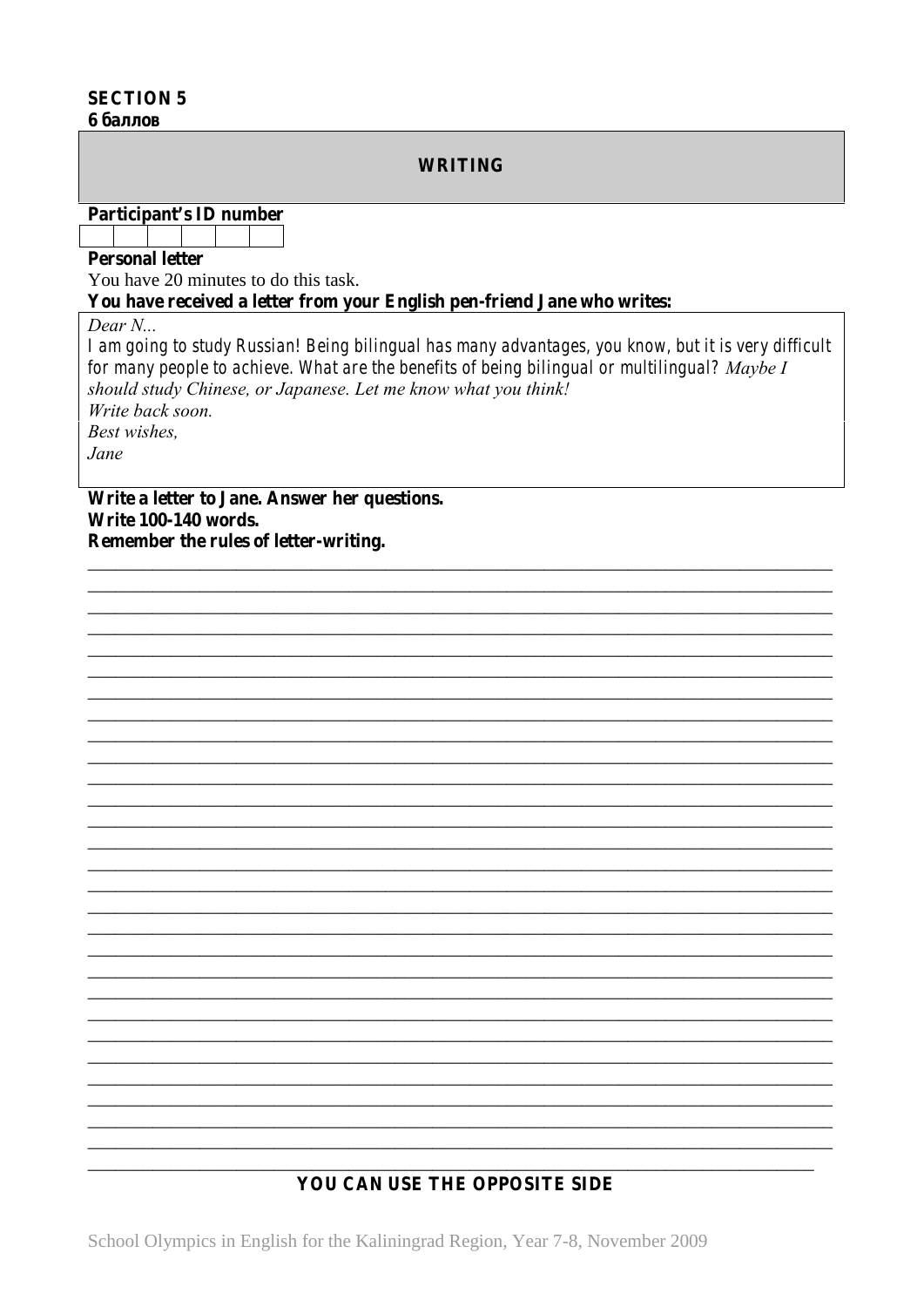**SECTION 5**
**6 баллов**

## WRITING

**Participant's ID number**

| | | | | | |
|---|---|---|---|---|---|
| | | | | | |

**Personal letter**

You have 20 minutes to do this task.

**You have received a letter from your English pen-friend Jane who writes:**

> *Dear N...*
> *I am going to study Russian! Being bilingual has many advantages, you know, but it is very difficult for many people to achieve. What are the benefits of being bilingual or multilingual? Maybe I should study Chinese, or Japanese. Let me know what you think!*
> *Write back soon.*
> *Best wishes,*
> *Jane*

**Write a letter to Jane. Answer her questions.**
**Write 100-140 words.**
**Remember the rules of letter-writing.**

______________________________________________________________________________
______________________________________________________________________________
______________________________________________________________________________
______________________________________________________________________________
______________________________________________________________________________
______________________________________________________________________________
______________________________________________________________________________
______________________________________________________________________________
______________________________________________________________________________
______________________________________________________________________________
______________________________________________________________________________
______________________________________________________________________________
______________________________________________________________________________
______________________________________________________________________________
______________________________________________________________________________
______________________________________________________________________________
______________________________________________________________________________
______________________________________________________________________________
______________________________________________________________________________
______________________________________________________________________________
______________________________________________________________________________
______________________________________________________________________________
______________________________________________________________________________
______________________________________________________________________________
______________________________________________________________________________
______________________________________________________________________________
______________________________________________________________________________
______________________________________________________________________________
______________________________________________________________________________

**YOU CAN USE THE OPPOSITE SIDE**

School Olympics in English for the Kaliningrad Region, Year 7-8, November 2009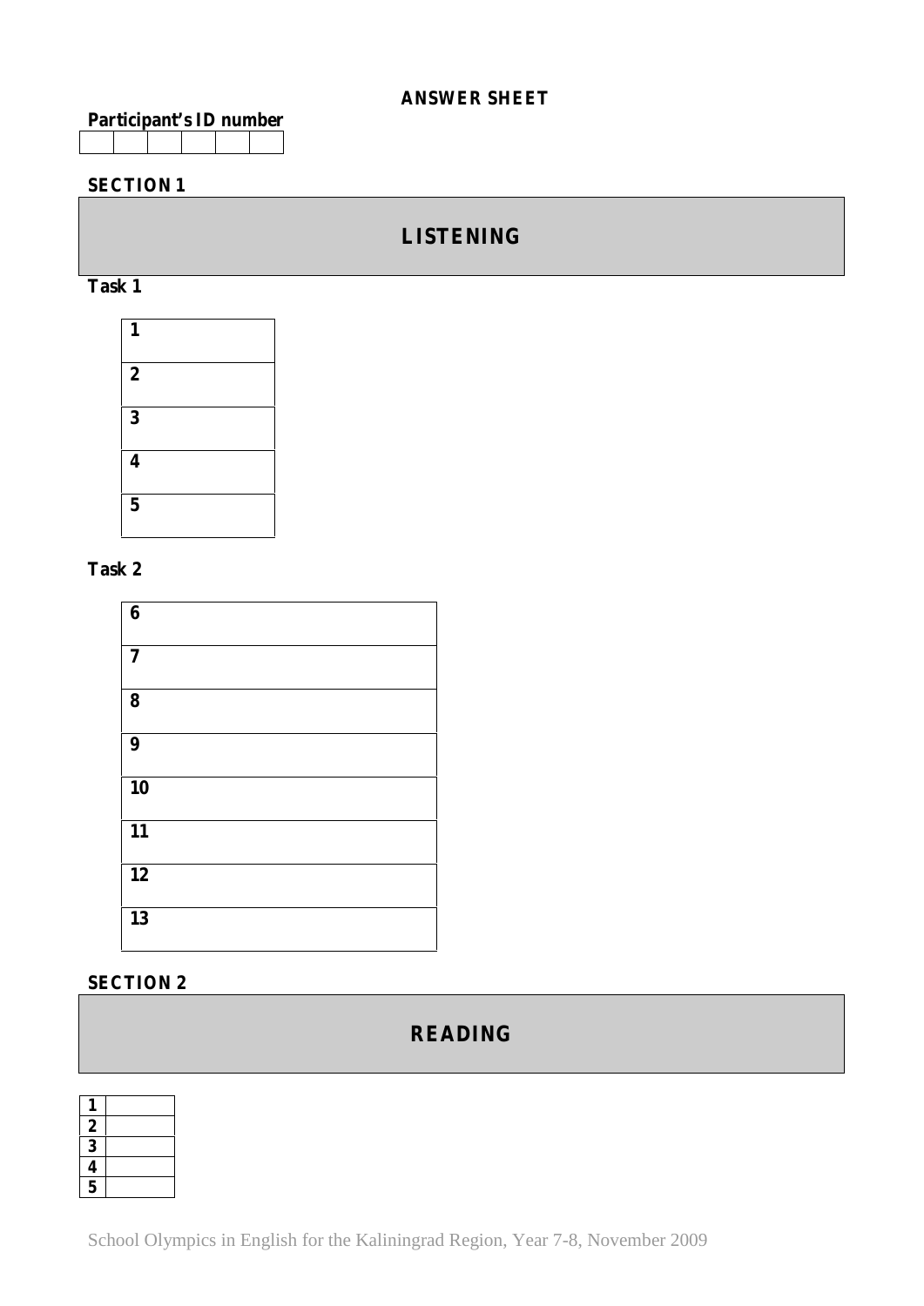**ANSWER SHEET**

**Participant's ID number**

| | | | | | |
|---|---|---|---|---|---|
| | | | | | |

**SECTION 1**

## LISTENING

**Task 1**

| |
|---|
| **1** |
| **2** |
| **3** |
| **4** |
| **5** |

**Task 2**

| |
|---|
| **6** |
| **7** |
| **8** |
| **9** |
| **10** |
| **11** |
| **12** |
| **13** |

**SECTION 2**

## READING

| | |
|---|---|
| **1** | |
| **2** | |
| **3** | |
| **4** | |
| **5** | |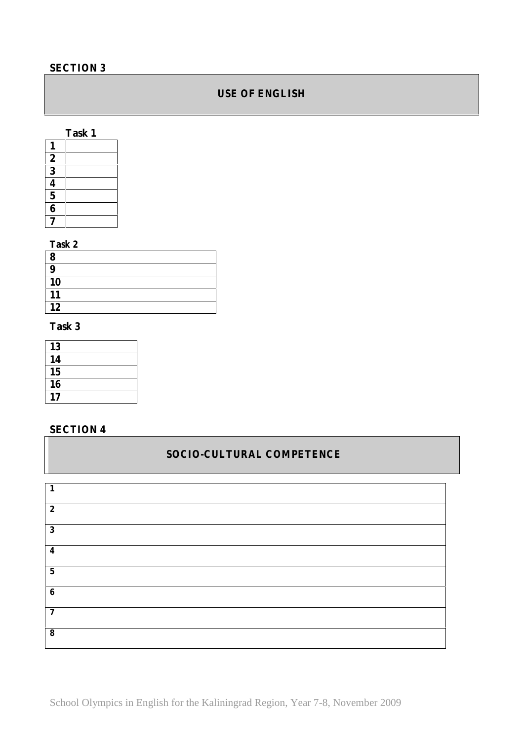**SECTION 3**

## USE OF ENGLISH

**Task 1**

| | |
|---|---|
| **1** | |
| **2** | |
| **3** | |
| **4** | |
| **5** | |
| **6** | |
| **7** | |

**Task 2**

| |
|---|
| **8** |
| **9** |
| **10** |
| **11** |
| **12** |

**Task 3**

| |
|---|
| **13** |
| **14** |
| **15** |
| **16** |
| **17** |

**SECTION 4**

## SOCIO-CULTURAL COMPETENCE

| |
|---|
| **1** |
| **2** |
| **3** |
| **4** |
| **5** |
| **6** |
| **7** |
| **8** |